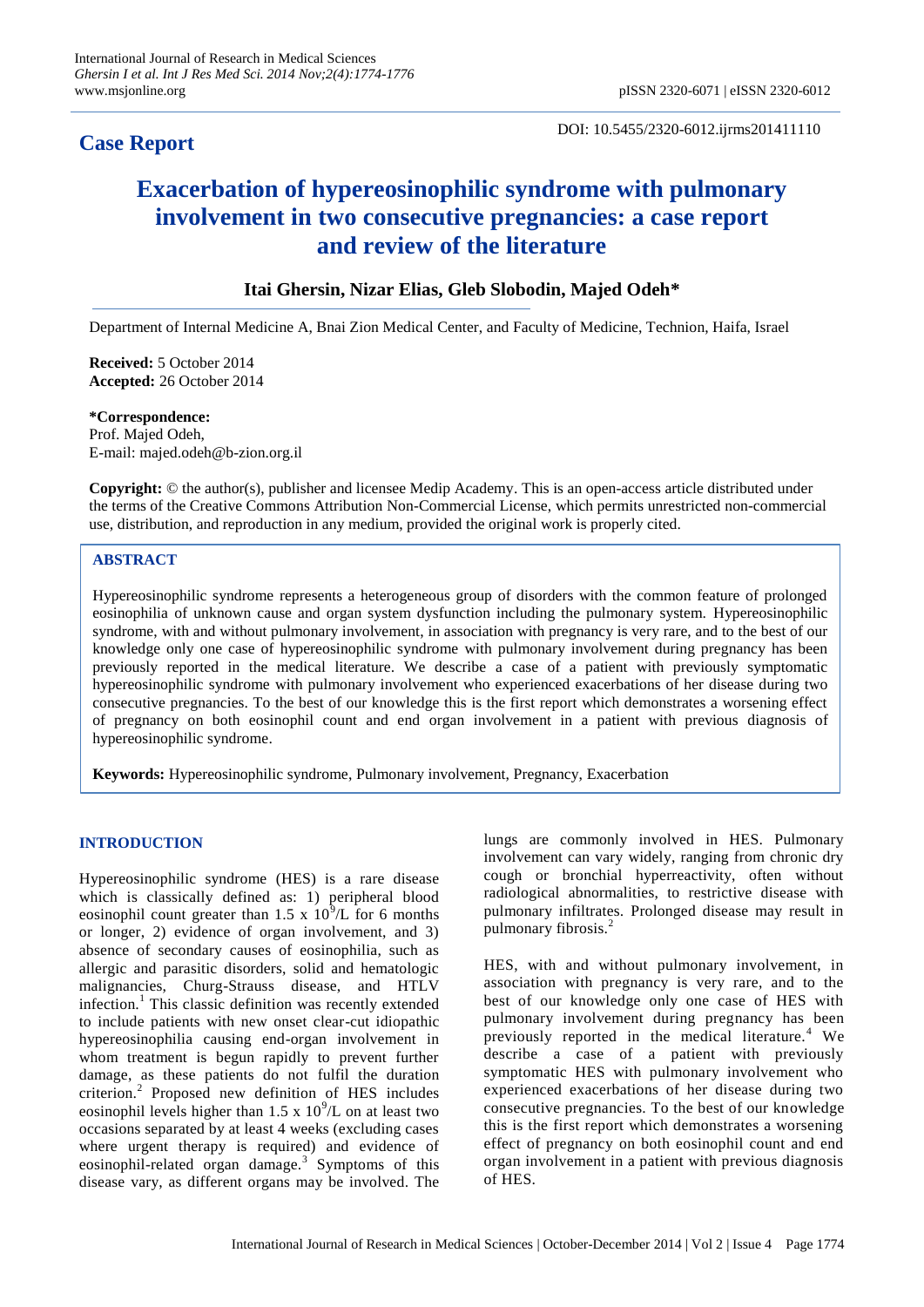**Case Report**

DOI: 10.5455/2320-6012.ijrms201411110

# Exacerbation of hypereosinophilic syndrome with pulmonary involvement in two consecutive pregnancies: a case report and review of the literature

**Itai Ghersin, Nizar Elias, Gleb Slobodin, Majed Odeh***

Department of Internal Medicine A, Bnai Zion Medical Center, and Faculty of Medicine, Technion, Haifa, Israel

**Received:** 5 October 2014
**Accepted:** 26 October 2014

**\*Correspondence:**
Prof. Majed Odeh,
E-mail: majed.odeh@b-zion.org.il

**Copyright:** © the author(s), publisher and licensee Medip Academy. This is an open-access article distributed under the terms of the Creative Commons Attribution Non-Commercial License, which permits unrestricted non-commercial use, distribution, and reproduction in any medium, provided the original work is properly cited.

## ABSTRACT

Hypereosinophilic syndrome represents a heterogeneous group of disorders with the common feature of prolonged eosinophilia of unknown cause and organ system dysfunction including the pulmonary system. Hypereosinophilic syndrome, with and without pulmonary involvement, in association with pregnancy is very rare, and to the best of our knowledge only one case of hypereosinophilic syndrome with pulmonary involvement during pregnancy has been previously reported in the medical literature. We describe a case of a patient with previously symptomatic hypereosinophilic syndrome with pulmonary involvement who experienced exacerbations of her disease during two consecutive pregnancies. To the best of our knowledge this is the first report which demonstrates a worsening effect of pregnancy on both eosinophil count and end organ involvement in a patient with previous diagnosis of hypereosinophilic syndrome.

**Keywords:** Hypereosinophilic syndrome, Pulmonary involvement, Pregnancy, Exacerbation

## INTRODUCTION

Hypereosinophilic syndrome (HES) is a rare disease which is classically defined as: 1) peripheral blood eosinophil count greater than $1.5 \times 10^9$/L for 6 months or longer, 2) evidence of organ involvement, and 3) absence of secondary causes of eosinophilia, such as allergic and parasitic disorders, solid and hematologic malignancies, Churg-Strauss disease, and HTLV infection.[1] This classic definition was recently extended to include patients with new onset clear-cut idiopathic hypereosinophilia causing end-organ involvement in whom treatment is begun rapidly to prevent further damage, as these patients do not fulfil the duration criterion.[2] Proposed new definition of HES includes eosinophil levels higher than $1.5 \times 10^9$/L on at least two occasions separated by at least 4 weeks (excluding cases where urgent therapy is required) and evidence of eosinophil-related organ damage.[3] Symptoms of this disease vary, as different organs may be involved. The lungs are commonly involved in HES. Pulmonary involvement can vary widely, ranging from chronic dry cough or bronchial hyperreactivity, often without radiological abnormalities, to restrictive disease with pulmonary infiltrates. Prolonged disease may result in pulmonary fibrosis.[2]

HES, with and without pulmonary involvement, in association with pregnancy is very rare, and to the best of our knowledge only one case of HES with pulmonary involvement during pregnancy has been previously reported in the medical literature.[4] We describe a case of a patient with previously symptomatic HES with pulmonary involvement who experienced exacerbations of her disease during two consecutive pregnancies. To the best of our knowledge this is the first report which demonstrates a worsening effect of pregnancy on both eosinophil count and end organ involvement in a patient with previous diagnosis of HES.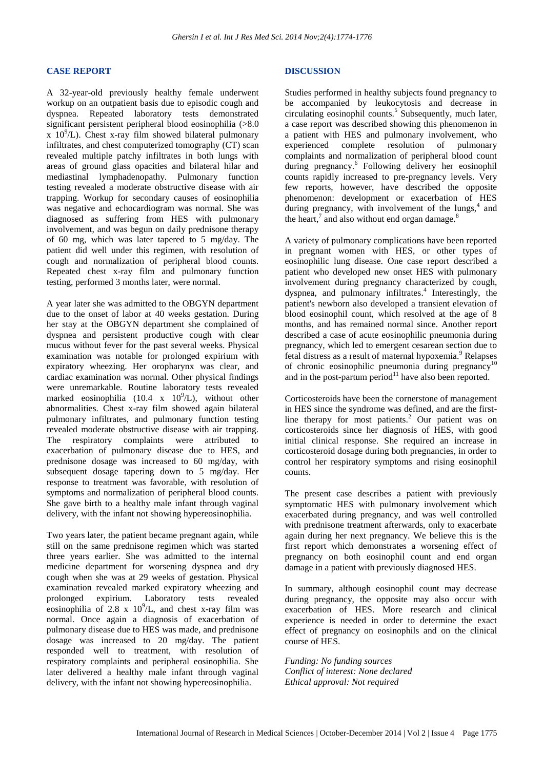## CASE REPORT

A 32-year-old previously healthy female underwent workup on an outpatient basis due to episodic cough and dyspnea. Repeated laboratory tests demonstrated significant persistent peripheral blood eosinophilia (>8.0 x $10^9$/L). Chest x-ray film showed bilateral pulmonary infiltrates, and chest computerized tomography (CT) scan revealed multiple patchy infiltrates in both lungs with areas of ground glass opacities and bilateral hilar and mediastinal lymphadenopathy. Pulmonary function testing revealed a moderate obstructive disease with air trapping. Workup for secondary causes of eosinophilia was negative and echocardiogram was normal. She was diagnosed as suffering from HES with pulmonary involvement, and was begun on daily prednisone therapy of 60 mg, which was later tapered to 5 mg/day. The patient did well under this regimen, with resolution of cough and normalization of peripheral blood counts. Repeated chest x-ray film and pulmonary function testing, performed 3 months later, were normal.

A year later she was admitted to the OBGYN department due to the onset of labor at 40 weeks gestation. During her stay at the OBGYN department she complained of dyspnea and persistent productive cough with clear mucus without fever for the past several weeks. Physical examination was notable for prolonged expirium with expiratory wheezing. Her oropharynx was clear, and cardiac examination was normal. Other physical findings were unremarkable. Routine laboratory tests revealed marked eosinophilia (10.4 x $10^9$/L), without other abnormalities. Chest x-ray film showed again bilateral pulmonary infiltrates, and pulmonary function testing revealed moderate obstructive disease with air trapping. The respiratory complaints were attributed to exacerbation of pulmonary disease due to HES, and prednisone dosage was increased to 60 mg/day, with subsequent dosage tapering down to 5 mg/day. Her response to treatment was favorable, with resolution of symptoms and normalization of peripheral blood counts. She gave birth to a healthy male infant through vaginal delivery, with the infant not showing hypereosinophilia.

Two years later, the patient became pregnant again, while still on the same prednisone regimen which was started three years earlier. She was admitted to the internal medicine department for worsening dyspnea and dry cough when she was at 29 weeks of gestation. Physical examination revealed marked expiratory wheezing and prolonged expirium. Laboratory tests revealed eosinophilia of 2.8 x $10^9$/L, and chest x-ray film was normal. Once again a diagnosis of exacerbation of pulmonary disease due to HES was made, and prednisone dosage was increased to 20 mg/day. The patient responded well to treatment, with resolution of respiratory complaints and peripheral eosinophilia. She later delivered a healthy male infant through vaginal delivery, with the infant not showing hypereosinophilia.

## DISCUSSION

Studies performed in healthy subjects found pregnancy to be accompanied by leukocytosis and decrease in circulating eosinophil counts.[5] Subsequently, much later, a case report was described showing this phenomenon in a patient with HES and pulmonary involvement, who experienced complete resolution of pulmonary complaints and normalization of peripheral blood count during pregnancy.[6] Following delivery her eosinophil counts rapidly increased to pre-pregnancy levels. Very few reports, however, have described the opposite phenomenon: development or exacerbation of HES during pregnancy, with involvement of the lungs,[4] and the heart,[7] and also without end organ damage.[8]

A variety of pulmonary complications have been reported in pregnant women with HES, or other types of eosinophilic lung disease. One case report described a patient who developed new onset HES with pulmonary involvement during pregnancy characterized by cough, dyspnea, and pulmonary infiltrates.[4] Interestingly, the patient's newborn also developed a transient elevation of blood eosinophil count, which resolved at the age of 8 months, and has remained normal since. Another report described a case of acute eosinophilic pneumonia during pregnancy, which led to emergent cesarean section due to fetal distress as a result of maternal hypoxemia.[9] Relapses of chronic eosinophilic pneumonia during pregnancy[10] and in the post-partum period[11] have also been reported.

Corticosteroids have been the cornerstone of management in HES since the syndrome was defined, and are the first-line therapy for most patients.[2] Our patient was on corticosteroids since her diagnosis of HES, with good initial clinical response. She required an increase in corticosteroid dosage during both pregnancies, in order to control her respiratory symptoms and rising eosinophil counts.

The present case describes a patient with previously symptomatic HES with pulmonary involvement which exacerbated during pregnancy, and was well controlled with prednisone treatment afterwards, only to exacerbate again during her next pregnancy. We believe this is the first report which demonstrates a worsening effect of pregnancy on both eosinophil count and end organ damage in a patient with previously diagnosed HES.

In summary, although eosinophil count may decrease during pregnancy, the opposite may also occur with exacerbation of HES. More research and clinical experience is needed in order to determine the exact effect of pregnancy on eosinophils and on the clinical course of HES.

*Funding: No funding sources*
*Conflict of interest: None declared*
*Ethical approval: Not required*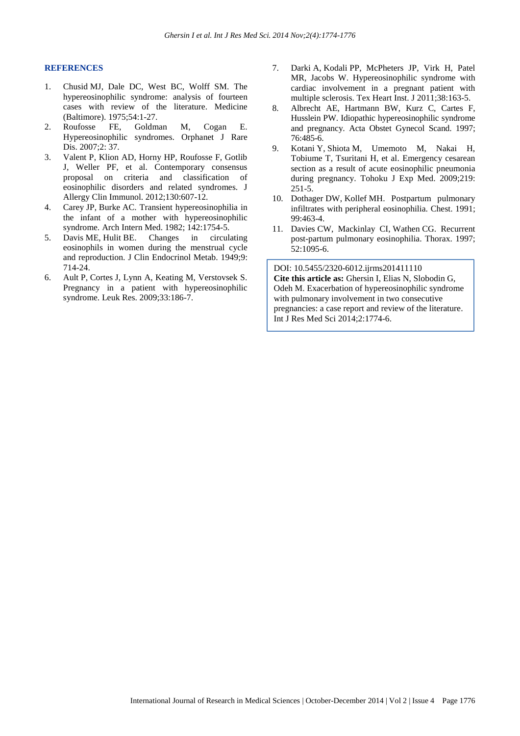## REFERENCES

1. Chusid MJ, Dale DC, West BC, Wolff SM. The hypereosinophilic syndrome: analysis of fourteen cases with review of the literature. Medicine (Baltimore). 1975;54:1-27.
2. Roufosse FE, Goldman M, Cogan E. Hypereosinophilic syndromes. Orphanet J Rare Dis. 2007;2: 37.
3. Valent P, Klion AD, Horny HP, Roufosse F, Gotlib J, Weller PF, et al. Contemporary consensus proposal on criteria and classification of eosinophilic disorders and related syndromes. J Allergy Clin Immunol. 2012;130:607-12.
4. Carey JP, Burke AC. Transient hypereosinophilia in the infant of a mother with hypereosinophilic syndrome. Arch Intern Med. 1982; 142:1754-5.
5. Davis ME, Hulit BE. Changes in circulating eosinophils in women during the menstrual cycle and reproduction. J Clin Endocrinol Metab. 1949;9: 714-24.
6. Ault P, Cortes J, Lynn A, Keating M, Verstovsek S. Pregnancy in a patient with hypereosinophilic syndrome. Leuk Res. 2009;33:186-7.
7. Darki A, Kodali PP, McPheters JP, Virk H, Patel MR, Jacobs W. Hypereosinophilic syndrome with cardiac involvement in a pregnant patient with multiple sclerosis. Tex Heart Inst. J 2011;38:163-5.
8. Albrecht AE, Hartmann BW, Kurz C, Cartes F, Husslein PW. Idiopathic hypereosinophilic syndrome and pregnancy. Acta Obstet Gynecol Scand. 1997; 76:485-6.
9. Kotani Y, Shiota M, Umemoto M, Nakai H, Tobiume T, Tsuritani H, et al. Emergency cesarean section as a result of acute eosinophilic pneumonia during pregnancy. Tohoku J Exp Med. 2009;219: 251-5.
10. Dothager DW, Kollef MH. Postpartum pulmonary infiltrates with peripheral eosinophilia. Chest. 1991; 99:463-4.
11. Davies CW, Mackinlay CI, Wathen CG. Recurrent post-partum pulmonary eosinophilia. Thorax. 1997; 52:1095-6.

DOI: 10.5455/2320-6012.ijrms201411110
**Cite this article as:** Ghersin I, Elias N, Slobodin G, Odeh M. Exacerbation of hypereosinophilic syndrome with pulmonary involvement in two consecutive pregnancies: a case report and review of the literature. Int J Res Med Sci 2014;2:1774-6.